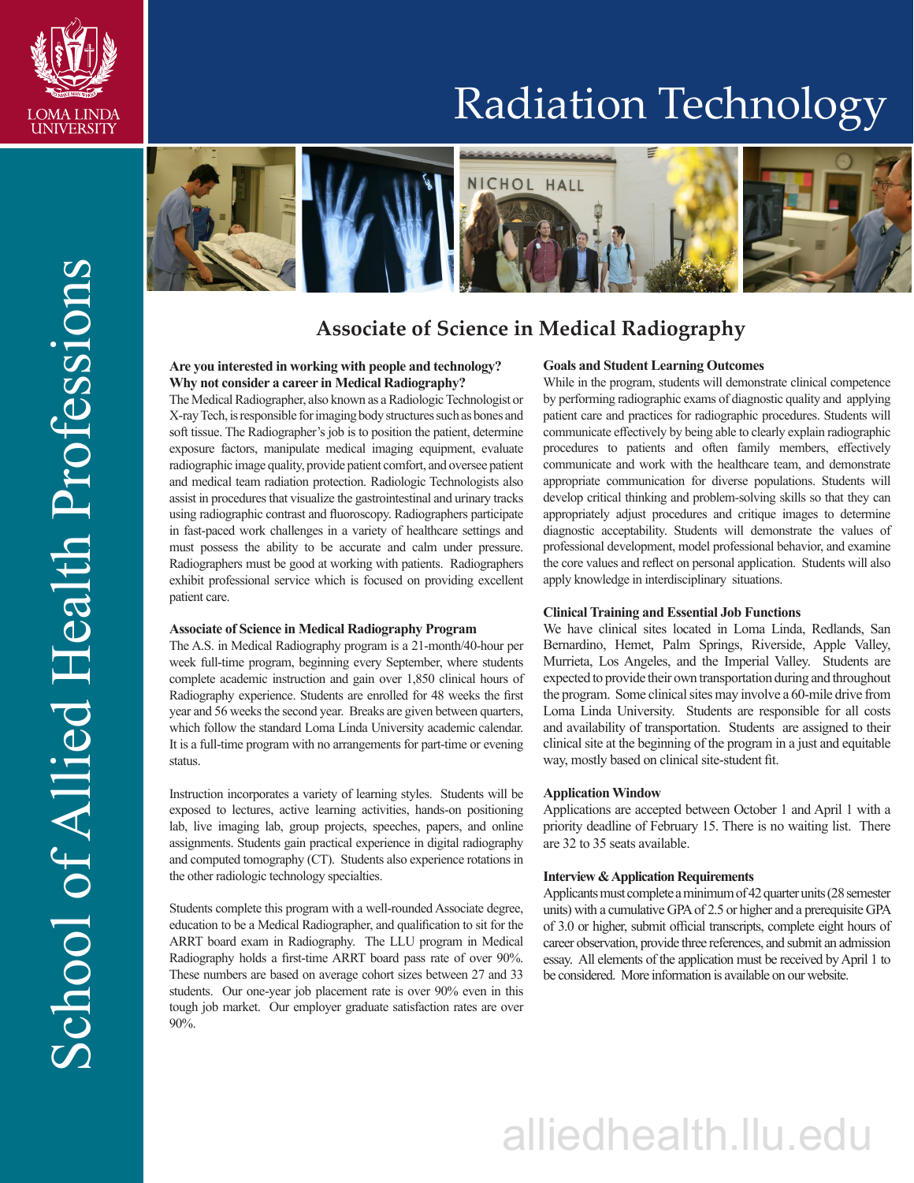LOMA LINDA UNIVERSITY

# Radiation Technology

School of Allied Health Professions

## Associate of Science in Medical Radiography

**Are you interested in working with people and technology? Why not consider a career in Medical Radiography?**

The Medical Radiographer, also known as a Radiologic Technologist or X-ray Tech, is responsible for imaging body structures such as bones and soft tissue. The Radiographer's job is to position the patient, determine exposure factors, manipulate medical imaging equipment, evaluate radiographic image quality, provide patient comfort, and oversee patient and medical team radiation protection. Radiologic Technologists also assist in procedures that visualize the gastrointestinal and urinary tracks using radiographic contrast and fluoroscopy. Radiographers participate in fast-paced work challenges in a variety of healthcare settings and must possess the ability to be accurate and calm under pressure. Radiographers must be good at working with patients. Radiographers exhibit professional service which is focused on providing excellent patient care.

**Associate of Science in Medical Radiography Program**

The A.S. in Medical Radiography program is a 21-month/40-hour per week full-time program, beginning every September, where students complete academic instruction and gain over 1,850 clinical hours of Radiography experience. Students are enrolled for 48 weeks the first year and 56 weeks the second year. Breaks are given between quarters, which follow the standard Loma Linda University academic calendar. It is a full-time program with no arrangements for part-time or evening status.

Instruction incorporates a variety of learning styles. Students will be exposed to lectures, active learning activities, hands-on positioning lab, live imaging lab, group projects, speeches, papers, and online assignments. Students gain practical experience in digital radiography and computed tomography (CT). Students also experience rotations in the other radiologic technology specialties.

Students complete this program with a well-rounded Associate degree, education to be a Medical Radiographer, and qualification to sit for the ARRT board exam in Radiography. The LLU program in Medical Radiography holds a first-time ARRT board pass rate of over 90%. These numbers are based on average cohort sizes between 27 and 33 students. Our one-year job placement rate is over 90% even in this tough job market. Our employer graduate satisfaction rates are over 90%.

**Goals and Student Learning Outcomes**

While in the program, students will demonstrate clinical competence by performing radiographic exams of diagnostic quality and applying patient care and practices for radiographic procedures. Students will communicate effectively by being able to clearly explain radiographic procedures to patients and often family members, effectively communicate and work with the healthcare team, and demonstrate appropriate communication for diverse populations. Students will develop critical thinking and problem-solving skills so that they can appropriately adjust procedures and critique images to determine diagnostic acceptability. Students will demonstrate the values of professional development, model professional behavior, and examine the core values and reflect on personal application. Students will also apply knowledge in interdisciplinary situations.

**Clinical Training and Essential Job Functions**

We have clinical sites located in Loma Linda, Redlands, San Bernardino, Hemet, Palm Springs, Riverside, Apple Valley, Murrieta, Los Angeles, and the Imperial Valley. Students are expected to provide their own transportation during and throughout the program. Some clinical sites may involve a 60-mile drive from Loma Linda University. Students are responsible for all costs and availability of transportation. Students are assigned to their clinical site at the beginning of the program in a just and equitable way, mostly based on clinical site-student fit.

**Application Window**

Applications are accepted between October 1 and April 1 with a priority deadline of February 15. There is no waiting list. There are 32 to 35 seats available.

**Interview & Application Requirements**

Applicants must complete a minimum of 42 quarter units (28 semester units) with a cumulative GPA of 2.5 or higher and a prerequisite GPA of 3.0 or higher, submit official transcripts, complete eight hours of career observation, provide three references, and submit an admission essay. All elements of the application must be received by April 1 to be considered. More information is available on our website.

alliedhealth.llu.edu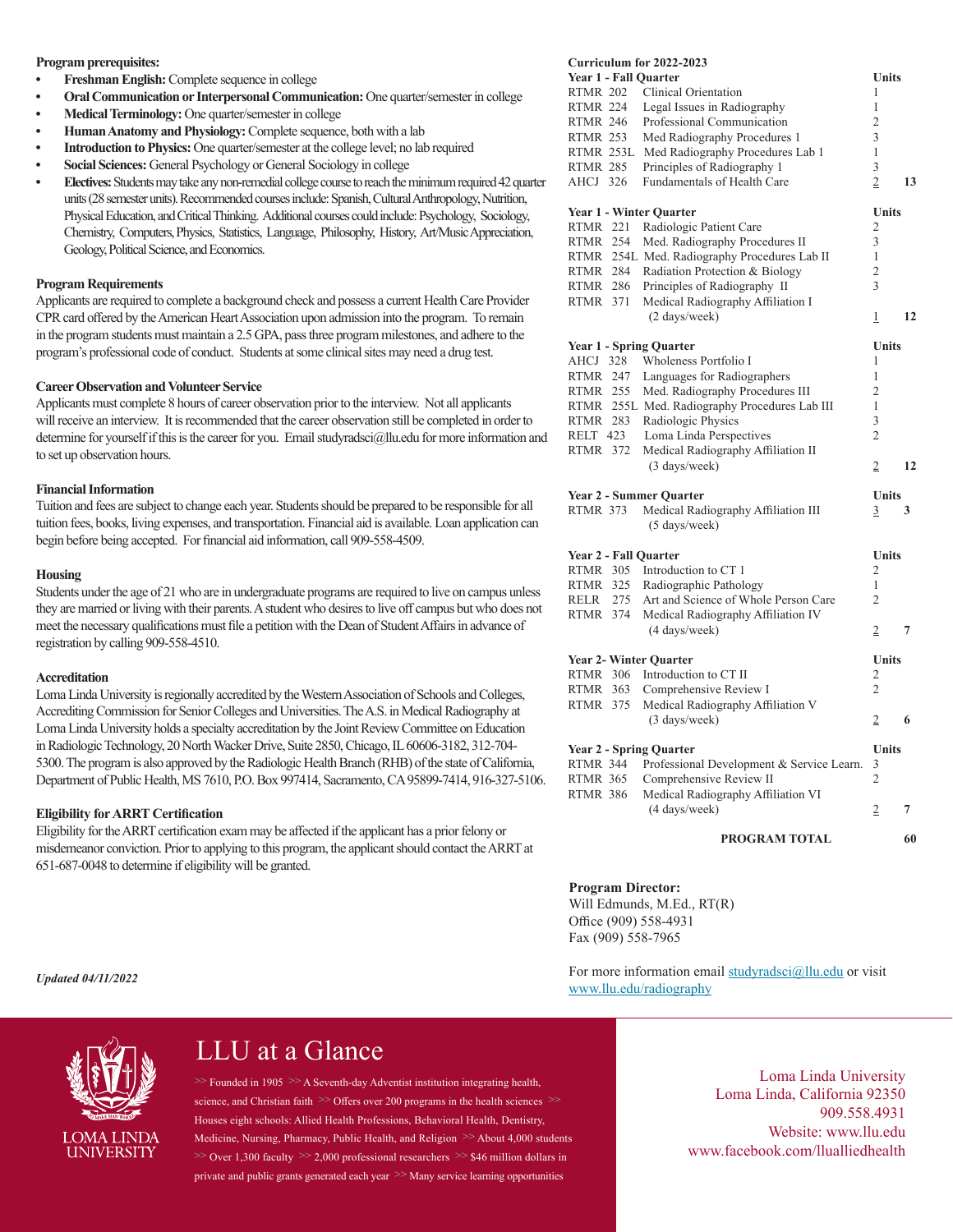### Program prerequisites:

- **Freshman English:** Complete sequence in college
- **Oral Communication or Interpersonal Communication:** One quarter/semester in college
- **Medical Terminology:** One quarter/semester in college
- **Human Anatomy and Physiology:** Complete sequence, both with a lab
- **Introduction to Physics:** One quarter/semester at the college level; no lab required
- **Social Sciences:** General Psychology or General Sociology in college
- **Electives:** Students may take any non-remedial college course to reach the minimum required 42 quarter units (28 semester units). Recommended courses include: Spanish, Cultural Anthropology, Nutrition, Physical Education, and Critical Thinking. Additional courses could include: Psychology, Sociology, Chemistry, Computers, Physics, Statistics, Language, Philosophy, History, Art/Music Appreciation, Geology, Political Science, and Economics.

### Program Requirements

Applicants are required to complete a background check and possess a current Health Care Provider CPR card offered by the American Heart Association upon admission into the program. To remain in the program students must maintain a 2.5 GPA, pass three program milestones, and adhere to the program's professional code of conduct. Students at some clinical sites may need a drug test.

### Career Observation and Volunteer Service

Applicants must complete 8 hours of career observation prior to the interview. Not all applicants will receive an interview. It is recommended that the career observation still be completed in order to determine for yourself if this is the career for you. Email studyradsci@llu.edu for more information and to set up observation hours.

### Financial Information

Tuition and fees are subject to change each year. Students should be prepared to be responsible for all tuition fees, books, living expenses, and transportation. Financial aid is available. Loan application can begin before being accepted. For financial aid information, call 909-558-4509.

### Housing

Students under the age of 21 who are in undergraduate programs are required to live on campus unless they are married or living with their parents. A student who desires to live off campus but who does not meet the necessary qualifications must file a petition with the Dean of Student Affairs in advance of registration by calling 909-558-4510.

### Accreditation

Loma Linda University is regionally accredited by the Western Association of Schools and Colleges, Accrediting Commission for Senior Colleges and Universities. The A.S. in Medical Radiography at Loma Linda University holds a specialty accreditation by the Joint Review Committee on Education in Radiologic Technology, 20 North Wacker Drive, Suite 2850, Chicago, IL 60606-3182, 312-704-5300. The program is also approved by the Radiologic Health Branch (RHB) of the state of California, Department of Public Health, MS 7610, P.O. Box 997414, Sacramento, CA 95899-7414, 916-327-5106.

### Eligibility for ARRT Certification

Eligibility for the ARRT certification exam may be affected if the applicant has a prior felony or misdemeanor conviction. Prior to applying to this program, the applicant should contact the ARRT at 651-687-0048 to determine if eligibility will be granted.

*Updated 04/11/2022*

### Curriculum for 2022-2023

| Course | Title | Units | Total |
|---|---|---|---|
| **Year 1 - Fall Quarter** | | **Units** | |
| RTMR 202 | Clinical Orientation | 1 | |
| RTMR 224 | Legal Issues in Radiography | 1 | |
| RTMR 246 | Professional Communication | 2 | |
| RTMR 253 | Med Radiography Procedures 1 | 3 | |
| RTMR 253L | Med Radiography Procedures Lab 1 | 1 | |
| RTMR 285 | Principles of Radiography 1 | 3 | |
| AHCJ 326 | Fundamentals of Health Care | 2 | **13** |
| **Year 1 - Winter Quarter** | | **Units** | |
| RTMR 221 | Radiologic Patient Care | 2 | |
| RTMR 254 | Med. Radiography Procedures II | 3 | |
| RTMR 254L | Med. Radiography Procedures Lab II | 1 | |
| RTMR 284 | Radiation Protection & Biology | 2 | |
| RTMR 286 | Principles of Radiography II | 3 | |
| RTMR 371 | Medical Radiography Affiliation I (2 days/week) | 1 | **12** |
| **Year 1 - Spring Quarter** | | **Units** | |
| AHCJ 328 | Wholeness Portfolio I | 1 | |
| RTMR 247 | Languages for Radiographers | 1 | |
| RTMR 255 | Med. Radiography Procedures III | 2 | |
| RTMR 255L | Med. Radiography Procedures Lab III | 1 | |
| RTMR 283 | Radiologic Physics | 3 | |
| RELT 423 | Loma Linda Perspectives | 2 | |
| RTMR 372 | Medical Radiography Affiliation II (3 days/week) | 2 | **12** |
| **Year 2 - Summer Quarter** | | **Units** | |
| RTMR 373 | Medical Radiography Affiliation III (5 days/week) | 3 | **3** |
| **Year 2 - Fall Quarter** | | **Units** | |
| RTMR 305 | Introduction to CT 1 | 2 | |
| RTMR 325 | Radiographic Pathology | 1 | |
| RELR 275 | Art and Science of Whole Person Care | 2 | |
| RTMR 374 | Medical Radiography Affiliation IV (4 days/week) | 2 | **7** |
| **Year 2- Winter Quarter** | | **Units** | |
| RTMR 306 | Introduction to CT II | 2 | |
| RTMR 363 | Comprehensive Review I | 2 | |
| RTMR 375 | Medical Radiography Affiliation V (3 days/week) | 2 | **6** |
| **Year 2 - Spring Quarter** | | **Units** | |
| RTMR 344 | Professional Development & Service Learn. | 3 | |
| RTMR 365 | Comprehensive Review II | 2 | |
| RTMR 386 | Medical Radiography Affiliation VI (4 days/week) | 2 | **7** |
| | **PROGRAM TOTAL** | | **60** |

**Program Director:**
Will Edmunds, M.Ed., RT(R)
Office (909) 558-4931
Fax (909) 558-7965

For more information email studyradsci@llu.edu or visit www.llu.edu/radiography

## LLU at a Glance

>> Founded in 1905 >> A Seventh-day Adventist institution integrating health, science, and Christian faith >> Offers over 200 programs in the health sciences >> Houses eight schools: Allied Health Professions, Behavioral Health, Dentistry, Medicine, Nursing, Pharmacy, Public Health, and Religion >> About 4,000 students >> Over 1,300 faculty >> 2,000 professional researchers >> $46 million dollars in private and public grants generated each year >> Many service learning opportunities

LOMA LINDA UNIVERSITY

Loma Linda University
Loma Linda, California 92350
909.558.4931
Website: www.llu.edu
www.facebook.com/llualliedhealth